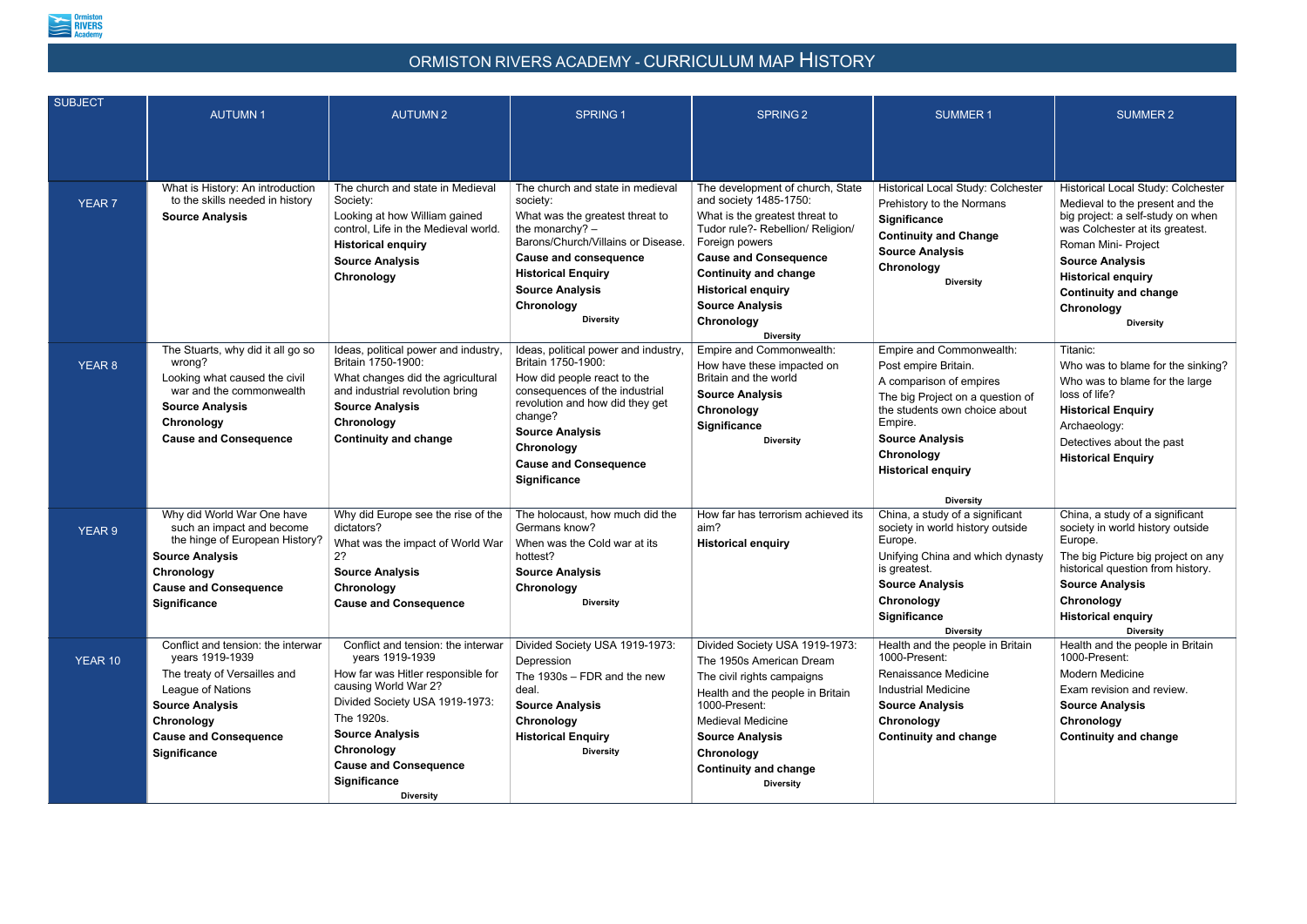# ORMISTON RIVERS ACADEMY - CURRICULUM MAP HISTORY

| SUBJECT | AUTUMN 1 | AUTUMN 2 | SPRING 1 | SPRING 2 | SUMMER 1 | SUMMER 2 |
|---|---|---|---|---|---|---|
| YEAR 7 | What is History: An introduction to the skills needed in history<br>**Source Analysis** | The church and state in Medieval Society:<br>Looking at how William gained control, Life in the Medieval world.<br>**Historical enquiry**<br>**Source Analysis**<br>**Chronology** | The church and state in medieval society:<br>What was the greatest threat to the monarchy? – Barons/Church/Villains or Disease.<br>**Cause and consequence**<br>**Historical Enquiry**<br>**Source Analysis**<br>**Chronology**<br>**Diversity** | The development of church, State and society 1485-1750:<br>What is the greatest threat to Tudor rule?- Rebellion/ Religion/ Foreign powers<br>**Cause and Consequence**<br>**Continuity and change**<br>**Historical enquiry**<br>**Source Analysis**<br>**Chronology**<br>**Diversity** | Historical Local Study: Colchester<br>Prehistory to the Normans<br>**Significance**<br>**Continuity and Change**<br>**Source Analysis**<br>**Chronology**<br>**Diversity** | Historical Local Study: Colchester<br>Medieval to the present and the big project: a self-study on when was Colchester at its greatest.<br>Roman Mini- Project<br>**Source Analysis**<br>**Historical enquiry**<br>**Continuity and change**<br>**Chronology**<br>**Diversity** |
| YEAR 8 | The Stuarts, why did it all go so wrong?<br>Looking what caused the civil war and the commonwealth<br>**Source Analysis**<br>**Chronology**<br>**Cause and Consequence** | Ideas, political power and industry, Britain 1750-1900:<br>What changes did the agricultural and industrial revolution bring<br>**Source Analysis**<br>**Chronology**<br>**Continuity and change** | Ideas, political power and industry, Britain 1750-1900:<br>How did people react to the consequences of the industrial revolution and how did they get change?<br>**Source Analysis**<br>**Chronology**<br>**Cause and Consequence**<br>**Significance** | Empire and Commonwealth:<br>How have these impacted on Britain and the world<br>**Source Analysis**<br>**Chronology**<br>**Significance**<br>**Diversity** | Empire and Commonwealth:<br>Post empire Britain.<br>A comparison of empires<br>The big Project on a question of the students own choice about Empire.<br>**Source Analysis**<br>**Chronology**<br>**Historical enquiry**<br>**Diversity** | Titanic:<br>Who was to blame for the sinking?<br>Who was to blame for the large loss of life?<br>**Historical Enquiry**<br>Archaeology:<br>Detectives about the past<br>**Historical Enquiry** |
| YEAR 9 | Why did World War One have such an impact and become the hinge of European History?<br>**Source Analysis**<br>**Chronology**<br>**Cause and Consequence**<br>**Significance** | Why did Europe see the rise of the dictators?<br>What was the impact of World War 2?<br>**Source Analysis**<br>**Chronology**<br>**Cause and Consequence** | The holocaust, how much did the Germans know?<br>When was the Cold war at its hottest?<br>**Source Analysis**<br>**Chronology**<br>**Diversity** | How far has terrorism achieved its aim?<br>**Historical enquiry** | China, a study of a significant society in world history outside Europe.<br>Unifying China and which dynasty is greatest.<br>**Source Analysis**<br>**Chronology**<br>**Significance**<br>**Diversity** | China, a study of a significant society in world history outside Europe.<br>The big Picture big project on any historical question from history.<br>**Source Analysis**<br>**Chronology**<br>**Historical enquiry**<br>**Diversity** |
| YEAR 10 | Conflict and tension: the interwar years 1919-1939<br>The treaty of Versailles and League of Nations<br>**Source Analysis**<br>**Chronology**<br>**Cause and Consequence**<br>**Significance** | Conflict and tension: the interwar years 1919-1939<br>How far was Hitler responsible for causing World War 2?<br>Divided Society USA 1919-1973:<br>The 1920s.<br>**Source Analysis**<br>**Chronology**<br>**Cause and Consequence**<br>**Significance**<br>**Diversity** | Divided Society USA 1919-1973:<br>Depression<br>The 1930s – FDR and the new deal.<br>**Source Analysis**<br>**Chronology**<br>**Historical Enquiry**<br>**Diversity** | Divided Society USA 1919-1973:<br>The 1950s American Dream<br>The civil rights campaigns<br>Health and the people in Britain 1000-Present:<br>Medieval Medicine<br>**Source Analysis**<br>**Chronology**<br>**Continuity and change**<br>**Diversity** | Health and the people in Britain 1000-Present:<br>Renaissance Medicine<br>Industrial Medicine<br>**Source Analysis**<br>**Chronology**<br>**Continuity and change** | Health and the people in Britain 1000-Present:<br>Modern Medicine<br>Exam revision and review.<br>**Source Analysis**<br>**Chronology**<br>**Continuity and change** |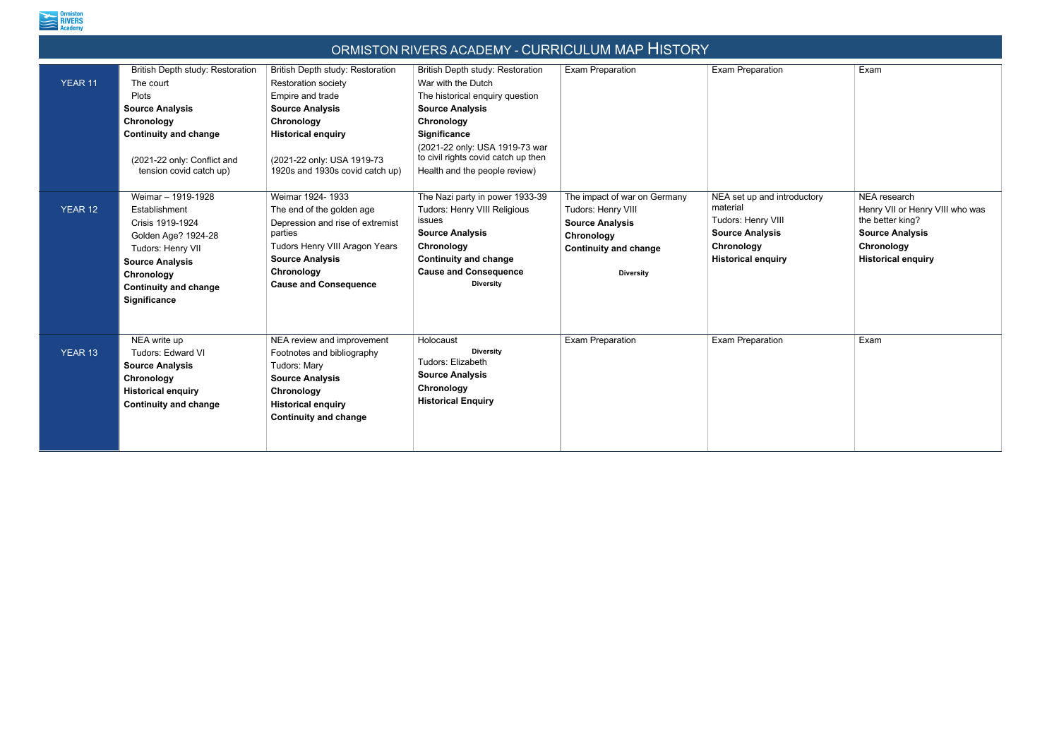# ORMISTON RIVERS ACADEMY - CURRICULUM MAP HISTORY

| | | | | | | |
|---|---|---|---|---|---|---|
| YEAR 11 | British Depth study: Restoration<br>The court<br>Plots<br>**Source Analysis**<br>**Chronology**<br>**Continuity and change**<br><br>(2021-22 only: Conflict and tension covid catch up) | British Depth study: Restoration<br>Restoration society<br>Empire and trade<br>**Source Analysis**<br>**Chronology**<br>**Historical enquiry**<br><br>(2021-22 only: USA 1919-73 1920s and 1930s covid catch up) | British Depth study: Restoration<br>War with the Dutch<br>The historical enquiry question<br>**Source Analysis**<br>**Chronology**<br>**Significance**<br>(2021-22 only: USA 1919-73 war to civil rights covid catch up then Health and the people review) | Exam Preparation | Exam Preparation | Exam |
| YEAR 12 | Weimar – 1919-1928<br>Establishment<br>Crisis 1919-1924<br>Golden Age? 1924-28<br>Tudors: Henry VII<br>**Source Analysis**<br>**Chronology**<br>**Continuity and change**<br>**Significance** | Weimar 1924- 1933<br>The end of the golden age<br>Depression and rise of extremist parties<br>Tudors Henry VIII Aragon Years<br>**Source Analysis**<br>**Chronology**<br>**Cause and Consequence** | The Nazi party in power 1933-39<br>Tudors: Henry VIII Religious issues<br>**Source Analysis**<br>**Chronology**<br>**Continuity and change**<br>**Cause and Consequence**<br>**Diversity** | The impact of war on Germany<br>Tudors: Henry VIII<br>**Source Analysis**<br>**Chronology**<br>**Continuity and change**<br><br>**Diversity** | NEA set up and introductory material<br>Tudors: Henry VIII<br>**Source Analysis**<br>**Chronology**<br>**Historical enquiry** | NEA research<br>Henry VII or Henry VIII who was the better king?<br>**Source Analysis**<br>**Chronology**<br>**Historical enquiry** |
| YEAR 13 | NEA write up<br>Tudors: Edward VI<br>**Source Analysis**<br>**Chronology**<br>**Historical enquiry**<br>**Continuity and change** | NEA review and improvement<br>Footnotes and bibliography<br>Tudors: Mary<br>**Source Analysis**<br>**Chronology**<br>**Historical enquiry**<br>**Continuity and change** | Holocaust<br>**Diversity**<br>Tudors: Elizabeth<br>**Source Analysis**<br>**Chronology**<br>**Historical Enquiry** | Exam Preparation | Exam Preparation | Exam |